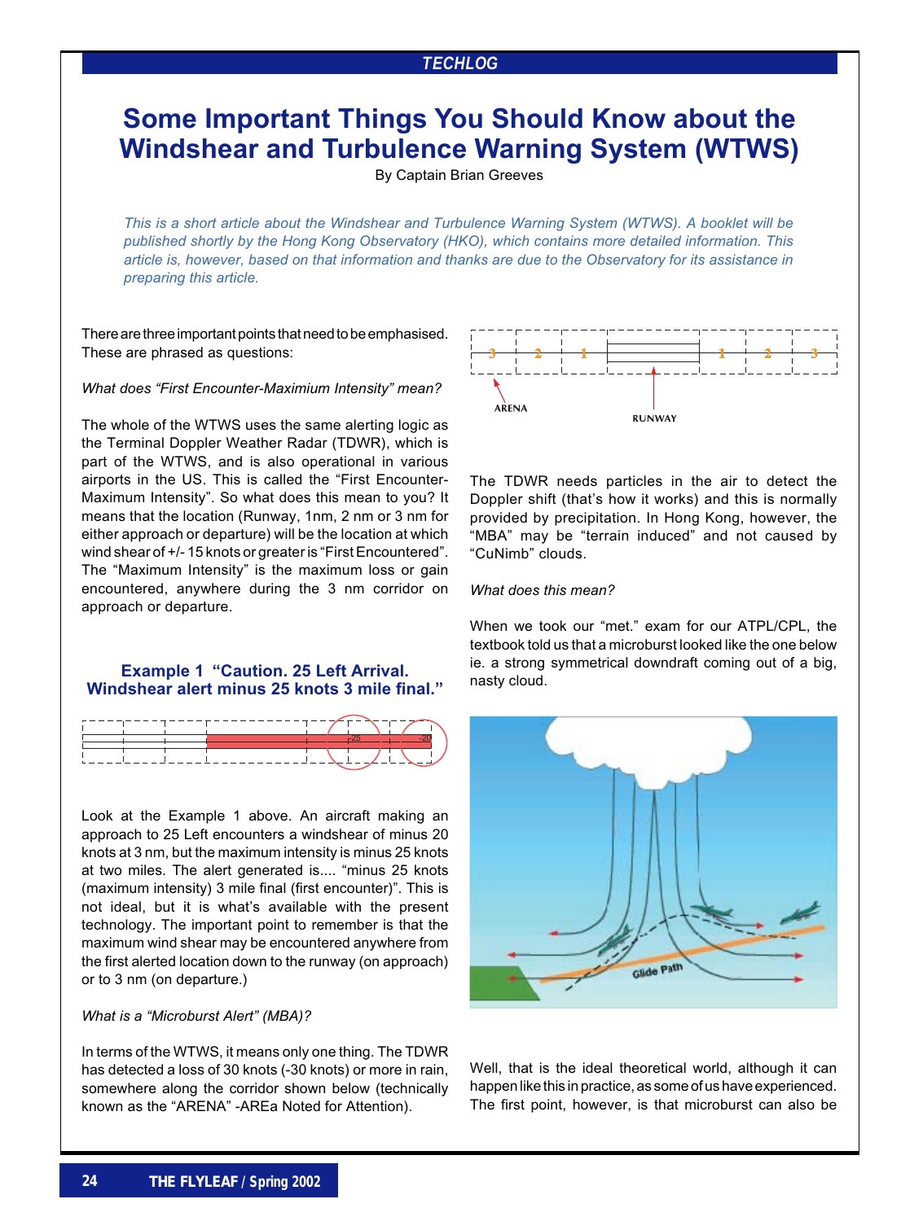# Some Important Things You Should Know about the Windshear and Turbulence Warning System (WTWS)

By Captain Brian Greeves

*This is a short article about the Windshear and Turbulence Warning System (WTWS). A booklet will be published shortly by the Hong Kong Observatory (HKO), which contains more detailed information. This article is, however, based on that information and thanks are due to the Observatory for its assistance in preparing this article.*

There are three important points that need to be emphasised. These are phrased as questions:

*What does "First Encounter-Maximium Intensity" mean?*

The whole of the WTWS uses the same alerting logic as the Terminal Doppler Weather Radar (TDWR), which is part of the WTWS, and is also operational in various airports in the US. This is called the "First Encounter-Maximum Intensity". So what does this mean to you? It means that the location (Runway, 1nm, 2 nm or 3 nm for either approach or departure) will be the location at which wind shear of +/- 15 knots or greater is "First Encountered". The "Maximum Intensity" is the maximum loss or gain encountered, anywhere during the 3 nm corridor on approach or departure.

### Example 1 "Caution. 25 Left Arrival. Windshear alert minus 25 knots 3 mile final."

Look at the Example 1 above. An aircraft making an approach to 25 Left encounters a windshear of minus 20 knots at 3 nm, but the maximum intensity is minus 25 knots at two miles. The alert generated is.... "minus 25 knots (maximum intensity) 3 mile final (first encounter)". This is not ideal, but it is what's available with the present technology. The important point to remember is that the maximum wind shear may be encountered anywhere from the first alerted location down to the runway (on approach) or to 3 nm (on departure.)

*What is a "Microburst Alert" (MBA)?*

In terms of the WTWS, it means only one thing. The TDWR has detected a loss of 30 knots (-30 knots) or more in rain, somewhere along the corridor shown below (technically known as the "ARENA" -AREa Noted for Attention).

The TDWR needs particles in the air to detect the Doppler shift (that's how it works) and this is normally provided by precipitation. In Hong Kong, however, the "MBA" may be "terrain induced" and not caused by "CuNimb" clouds.

*What does this mean?*

When we took our "met." exam for our ATPL/CPL, the textbook told us that a microburst looked like the one below ie. a strong symmetrical downdraft coming out of a big, nasty cloud.

Well, that is the ideal theoretical world, although it can happen like this in practice, as some of us have experienced. The first point, however, is that microburst can also be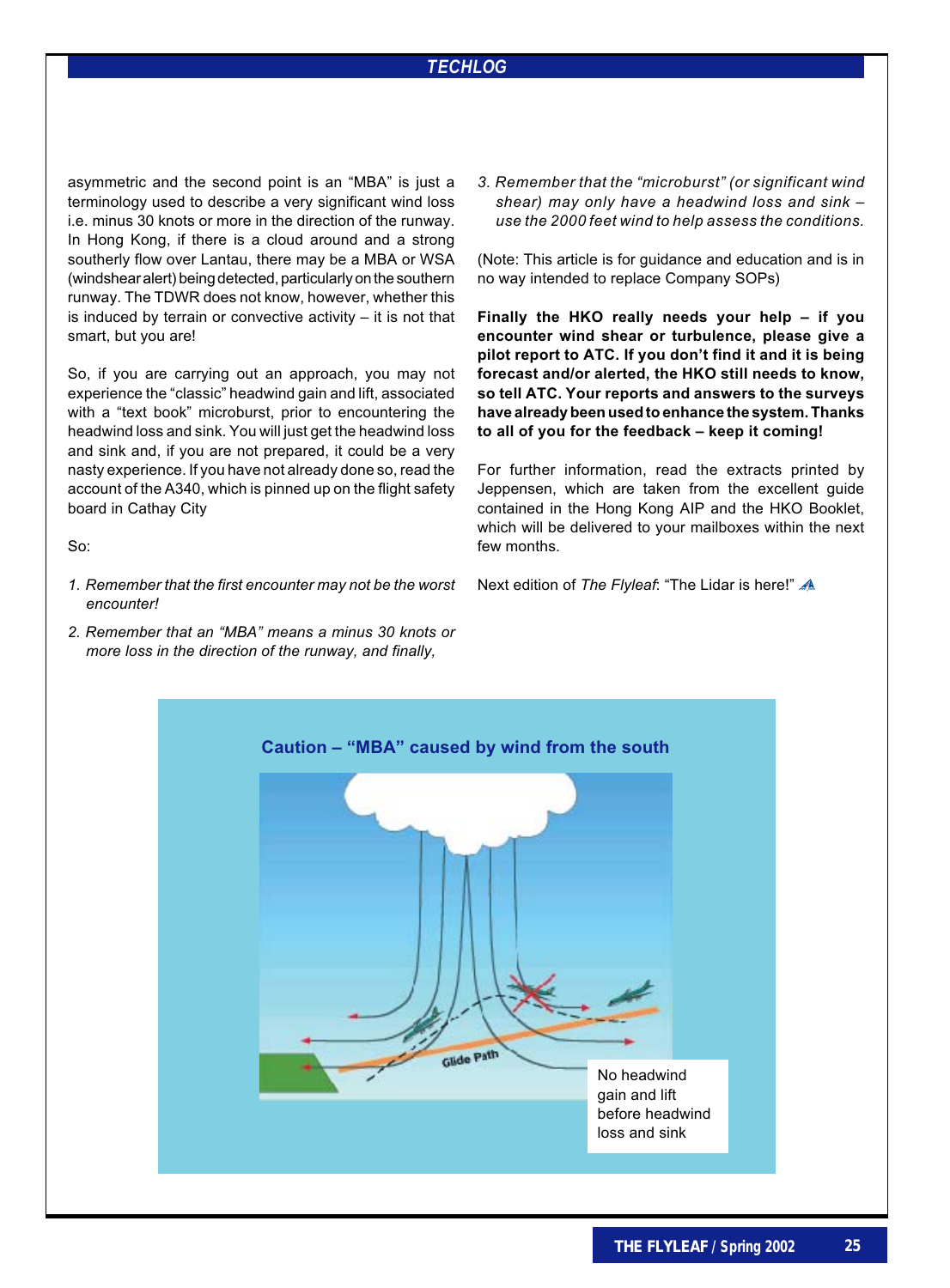asymmetric and the second point is an "MBA" is just a terminology used to describe a very significant wind loss i.e. minus 30 knots or more in the direction of the runway. In Hong Kong, if there is a cloud around and a strong southerly flow over Lantau, there may be a MBA or WSA (windshear alert) being detected, particularly on the southern runway. The TDWR does not know, however, whether this is induced by terrain or convective activity – it is not that smart, but you are!

So, if you are carrying out an approach, you may not experience the "classic" headwind gain and lift, associated with a "text book" microburst, prior to encountering the headwind loss and sink. You will just get the headwind loss and sink and, if you are not prepared, it could be a very nasty experience. If you have not already done so, read the account of the A340, which is pinned up on the flight safety board in Cathay City

So:

1. *Remember that the first encounter may not be the worst encounter!*
2. *Remember that an "MBA" means a minus 30 knots or more loss in the direction of the runway, and finally,*
3. *Remember that the "microburst" (or significant wind shear) may only have a headwind loss and sink – use the 2000 feet wind to help assess the conditions.*

(Note: This article is for guidance and education and is in no way intended to replace Company SOPs)

**Finally the HKO really needs your help – if you encounter wind shear or turbulence, please give a pilot report to ATC. If you don't find it and it is being forecast and/or alerted, the HKO still needs to know, so tell ATC. Your reports and answers to the surveys have already been used to enhance the system. Thanks to all of you for the feedback – keep it coming!**

For further information, read the extracts printed by Jeppensen, which are taken from the excellent guide contained in the Hong Kong AIP and the HKO Booklet, which will be delivered to your mailboxes within the next few months.

Next edition of *The Flyleaf*: "The Lidar is here!"

**Caution – "MBA" caused by wind from the south**

Glide Path

No headwind gain and lift before headwind loss and sink